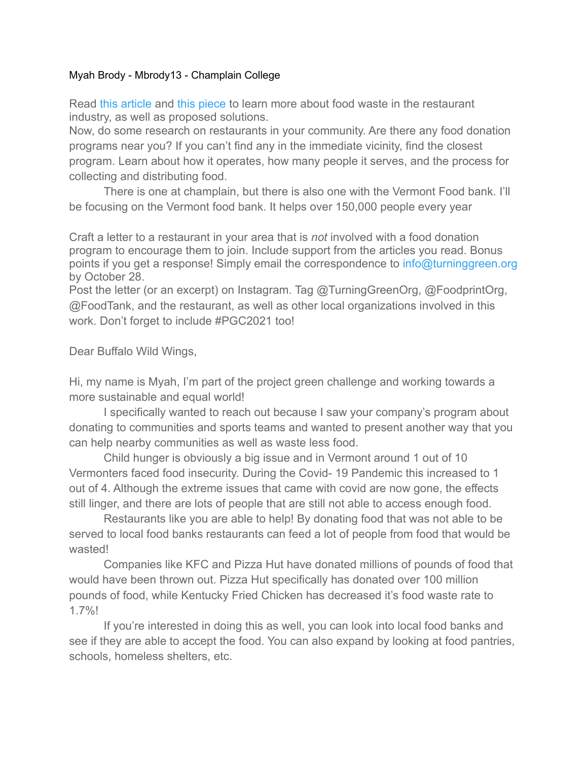Myah Brody - Mbrody13 - Champlain College

Read this article and this piece to learn more about food waste in the restaurant industry, as well as proposed solutions.
Now, do some research on restaurants in your community. Are there any food donation programs near you? If you can't find any in the immediate vicinity, find the closest program. Learn about how it operates, how many people it serves, and the process for collecting and distributing food.

There is one at champlain, but there is also one with the Vermont Food bank. I'll be focusing on the Vermont food bank. It helps over 150,000 people every year

Craft a letter to a restaurant in your area that is *not* involved with a food donation program to encourage them to join. Include support from the articles you read. Bonus points if you get a response! Simply email the correspondence to info@turninggreen.org by October 28.
Post the letter (or an excerpt) on Instagram. Tag @TurningGreenOrg, @FoodprintOrg, @FoodTank, and the restaurant, as well as other local organizations involved in this work. Don't forget to include #PGC2021 too!

Dear Buffalo Wild Wings,

Hi, my name is Myah, I'm part of the project green challenge and working towards a more sustainable and equal world!

I specifically wanted to reach out because I saw your company's program about donating to communities and sports teams and wanted to present another way that you can help nearby communities as well as waste less food.

Child hunger is obviously a big issue and in Vermont around 1 out of 10 Vermonters faced food insecurity. During the Covid- 19 Pandemic this increased to 1 out of 4. Although the extreme issues that came with covid are now gone, the effects still linger, and there are lots of people that are still not able to access enough food.

Restaurants like you are able to help! By donating food that was not able to be served to local food banks restaurants can feed a lot of people from food that would be wasted!

Companies like KFC and Pizza Hut have donated millions of pounds of food that would have been thrown out. Pizza Hut specifically has donated over 100 million pounds of food, while Kentucky Fried Chicken has decreased it's food waste rate to 1.7%!

If you're interested in doing this as well, you can look into local food banks and see if they are able to accept the food. You can also expand by looking at food pantries, schools, homeless shelters, etc.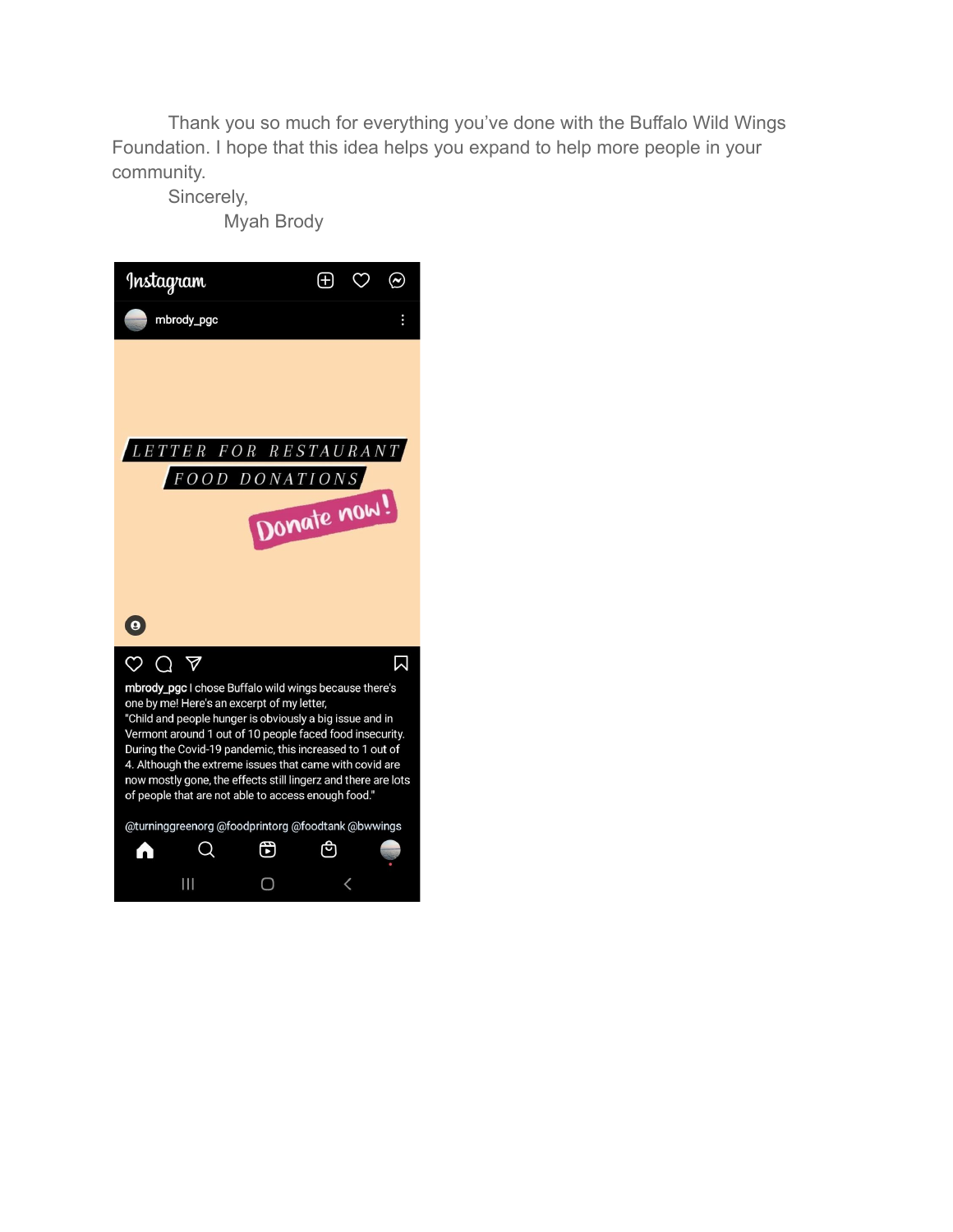Thank you so much for everything you've done with the Buffalo Wild Wings Foundation. I hope that this idea helps you expand to help more people in your community.

Sincerely,

Myah Brody

Instagram

mbrody_pgc

LETTER FOR RESTAURANT FOOD DONATIONS

Donate now!

mbrody_pgc I chose Buffalo wild wings because there's one by me! Here's an excerpt of my letter,
"Child and people hunger is obviously a big issue and in Vermont around 1 out of 10 people faced food insecurity. During the Covid-19 pandemic, this increased to 1 out of 4. Although the extreme issues that came with covid are now mostly gone, the effects still lingerz and there are lots of people that are not able to access enough food."

@turninggreenorg @foodprintorg @foodtank @bwwings